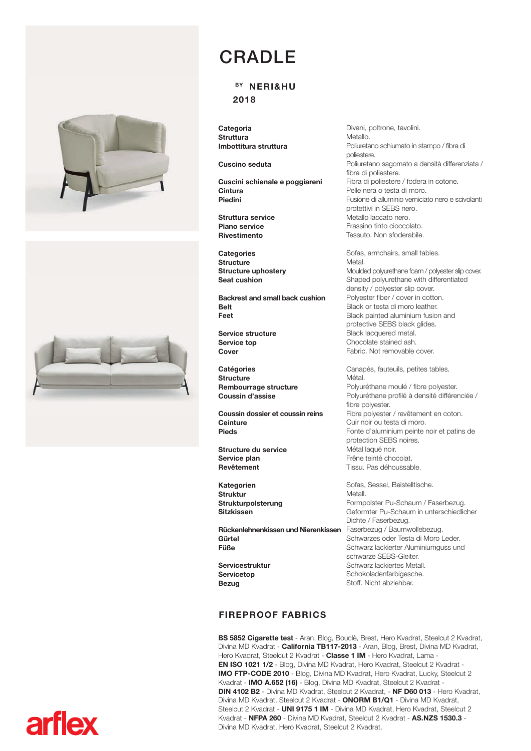# CRADLE

BY **NERI&HU**

**2018**

| | |
|---|---|
| **Categoria** | Divani, poltrone, tavolini. |
| **Struttura** | Metallo. |
| **Imbottitura struttura** | Poliuretano schiumato in stampo / fibra di poliestere. |
| **Cuscino seduta** | Poliuretano sagomato a densità differenziata / fibra di poliestere. |
| **Cuscini schienale e poggiareni** | Fibra di poliestere / fodera in cotone. |
| **Cintura** | Pelle nera o testa di moro. |
| **Piedini** | Fusione di alluminio verniciato nero e scivolanti protettivi in SEBS nero. |
| **Struttura service** | Metallo laccato nero. |
| **Piano service** | Frassino tinto cioccolato. |
| **Rivestimento** | Tessuto. Non sfoderabile. |

| | |
|---|---|
| **Categories** | Sofas, armchairs, small tables. |
| **Structure** | Metal. |
| **Structure uphostery** | Moulded polyurethane foam / polyester slip cover. |
| **Seat cushion** | Shaped polyurethane with differentiated density / polyester slip cover. |
| **Backrest and small back cushion** | Polyester fiber / cover in cotton. |
| **Belt** | Black or testa di moro leather. |
| **Feet** | Black painted aluminium fusion and protective SEBS black glides. |
| **Service structure** | Black lacquered metal. |
| **Service top** | Chocolate stained ash. |
| **Cover** | Fabric. Not removable cover. |

| | |
|---|---|
| **Catégories** | Canapés, fauteuils, petites tables. |
| **Structure** | Métal. |
| **Rembourrage structure** | Polyuréthane moulé / fibre polyester. |
| **Coussin d'assise** | Polyuréthane profilé à densité différenciée / fibre polyester. |
| **Coussin dossier et coussin reins** | Fibre polyester / revêtement en coton. |
| **Ceinture** | Cuir noir ou testa di moro. |
| **Pieds** | Fonte d'aluminium peinte noir et patins de protection SEBS noires. |
| **Structure du service** | Métal laqué noir. |
| **Service plan** | Frêne teinté chocolat. |
| **Revêtement** | Tissu. Pas déhoussable. |

| | |
|---|---|
| **Kategorien** | Sofas, Sessel, Beistelltische. |
| **Struktur** | Metall. |
| **Strukturpolsterung** | Formpolster Pu-Schaum / Faserbezug. |
| **Sitzkissen** | Geformter Pu-Schaum in unterschiedlicher Dichte / Faserbezug. |
| **Rückenlehnenkissen und Nierenkissen** | Faserbezug / Baumwollebezug. |
| **Gürtel** | Schwarzes oder Testa di Moro Leder. |
| **Füße** | Schwarz lackierter Aluminiumguss und schwarze SEBS-Gleiter. |
| **Servicestruktur** | Schwarz lackiertes Metall. |
| **Servicetop** | Schokoladenfarbigesche. |
| **Bezug** | Stoff. Nicht abziehbar. |

## FIREPROOF FABRICS

**BS 5852 Cigarette test** - Aran, Blog, Bouclè, Brest, Hero Kvadrat, Steelcut 2 Kvadrat, Divina MD Kvadrat - **California TB117-2013** - Aran, Blog, Brest, Divina MD Kvadrat, Hero Kvadrat, Steelcut 2 Kvadrat - **Classe 1 IM** - Hero Kvadrat, Lama - **EN ISO 1021 1/2** - Blog, Divina MD Kvadrat, Hero Kvadrat, Steelcut 2 Kvadrat - **IMO FTP-CODE 2010** - Blog, Divina MD Kvadrat, Hero Kvadrat, Lucky, Steelcut 2 Kvadrat - **IMO A.652 (16)** - Blog, Divina MD Kvadrat, Steelcut 2 Kvadrat - **DIN 4102 B2** - Divina MD Kvadrat, Steelcut 2 Kvadrat, - **NF D60 013** - Hero Kvadrat, Divina MD Kvadrat, Steelcut 2 Kvadrat - **ONORM B1/Q1** - Divina MD Kvadrat, Steelcut 2 Kvadrat - **UNI 9175 1 IM** - Divina MD Kvadrat, Hero Kvadrat, Steelcut 2 Kvadrat - **NFPA 260** - Divina MD Kvadrat, Steelcut 2 Kvadrat - **AS.NZS 1530.3** - Divina MD Kvadrat, Hero Kvadrat, Steelcut 2 Kvadrat.

arflex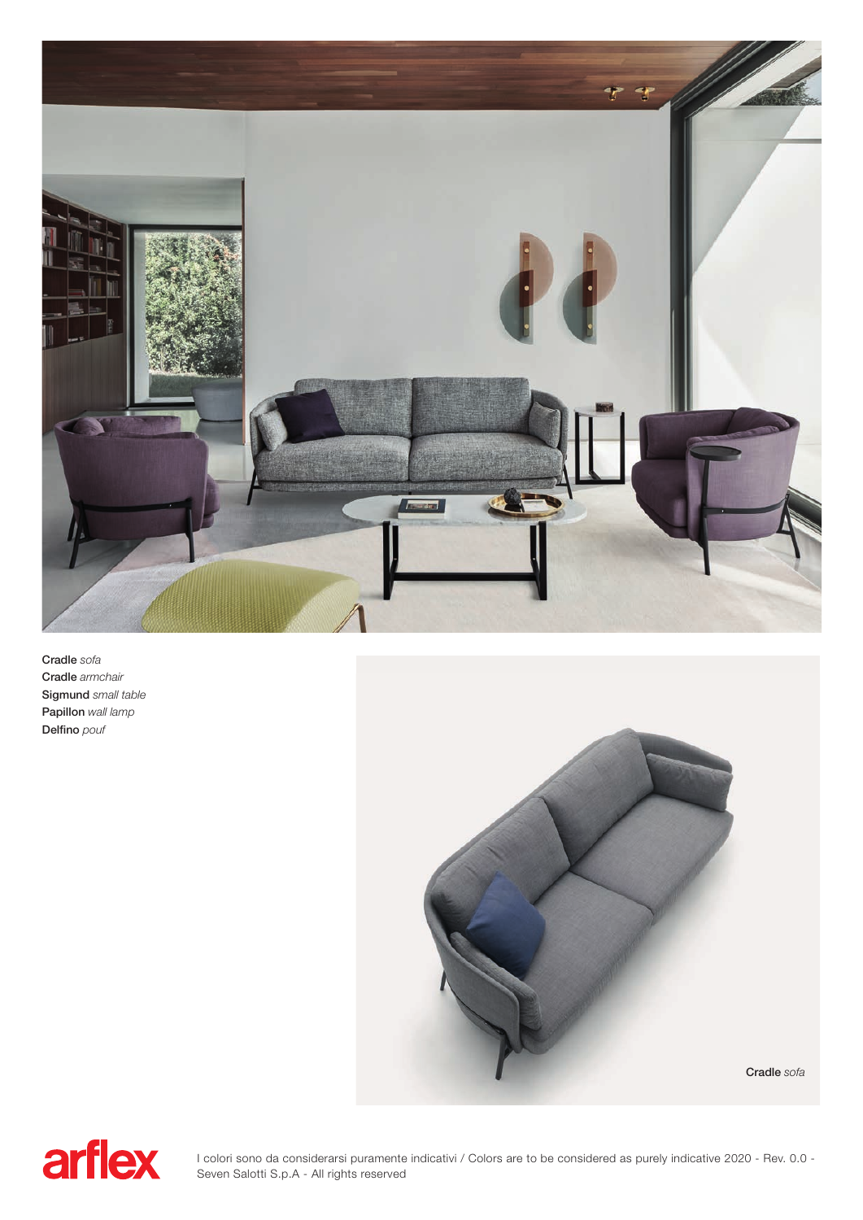**Cradle** *sofa*
**Cradle** *armchair*
**Sigmund** *small table*
**Papillon** *wall lamp*
**Delfino** *pouf*

**Cradle** *sofa*

arflex

I colori sono da considerarsi puramente indicativi / Colors are to be considered as purely indicative 2020 - Rev. 0.0 - Seven Salotti S.p.A - All rights reserved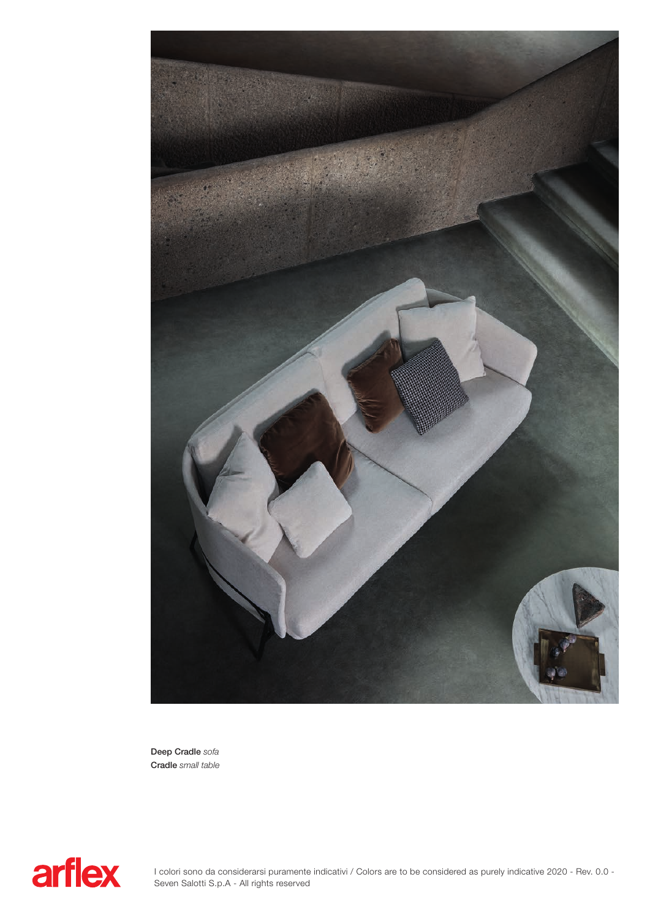**Deep Cradle** *sofa*
**Cradle** *small table*

I colori sono da considerarsi puramente indicativi / Colors are to be considered as purely indicative 2020 - Rev. 0.0 - Seven Salotti S.p.A - All rights reserved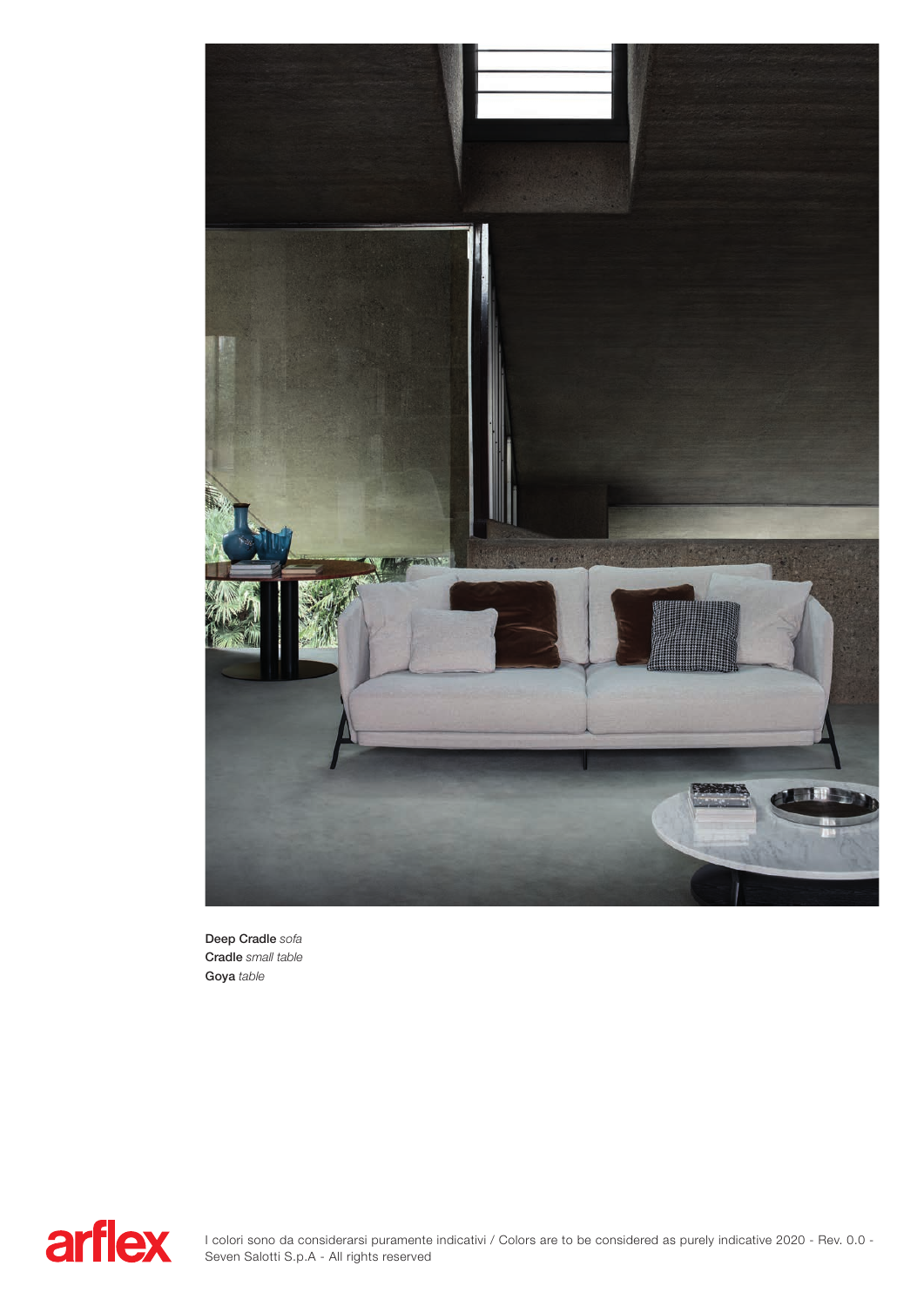**Deep Cradle** *sofa*
**Cradle** *small table*
**Goya** *table*

arflex

I colori sono da considerarsi puramente indicativi / Colors are to be considered as purely indicative 2020 - Rev. 0.0 - Seven Salotti S.p.A - All rights reserved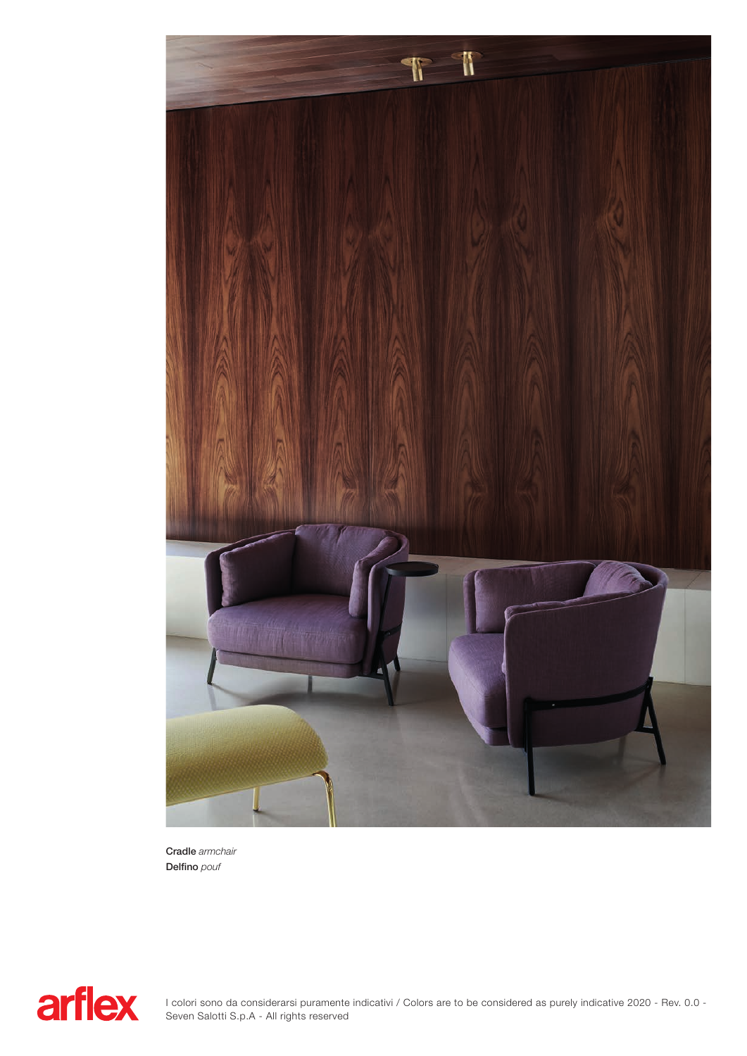**Cradle** *armchair*
**Delfino** *pouf*

I colori sono da considerarsi puramente indicativi / Colors are to be considered as purely indicative 2020 - Rev. 0.0 - Seven Salotti S.p.A - All rights reserved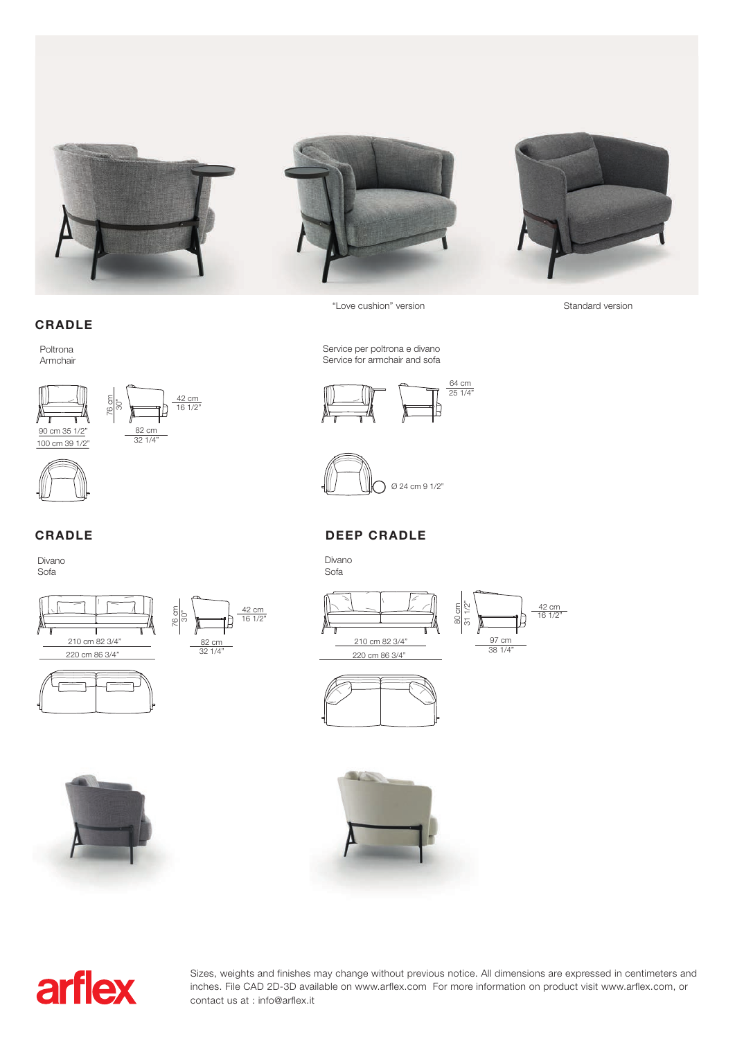"Love cushion" version

Standard version

## CRADLE

Poltrona
Armchair

76 cm 30"

42 cm 16 1/2"

90 cm 35 1/2"
100 cm 39 1/2"

82 cm 32 1/4"

Service per poltrona e divano
Service for armchair and sofa

64 cm 25 1/4"

Ø 24 cm 9 1/2"

## CRADLE

Divano
Sofa

76 cm 30"

42 cm 16 1/2"

210 cm 82 3/4"
220 cm 86 3/4"

82 cm 32 1/4"

## DEEP CRADLE

Divano
Sofa

80 cm 31 1/2"

42 cm 16 1/2"

210 cm 82 3/4"
220 cm 86 3/4"

97 cm 38 1/4"

arflex

Sizes, weights and finishes may change without previous notice. All dimensions are expressed in centimeters and inches. File CAD 2D-3D available on www.arflex.com For more information on product visit www.arflex.com, or contact us at : info@arflex.it